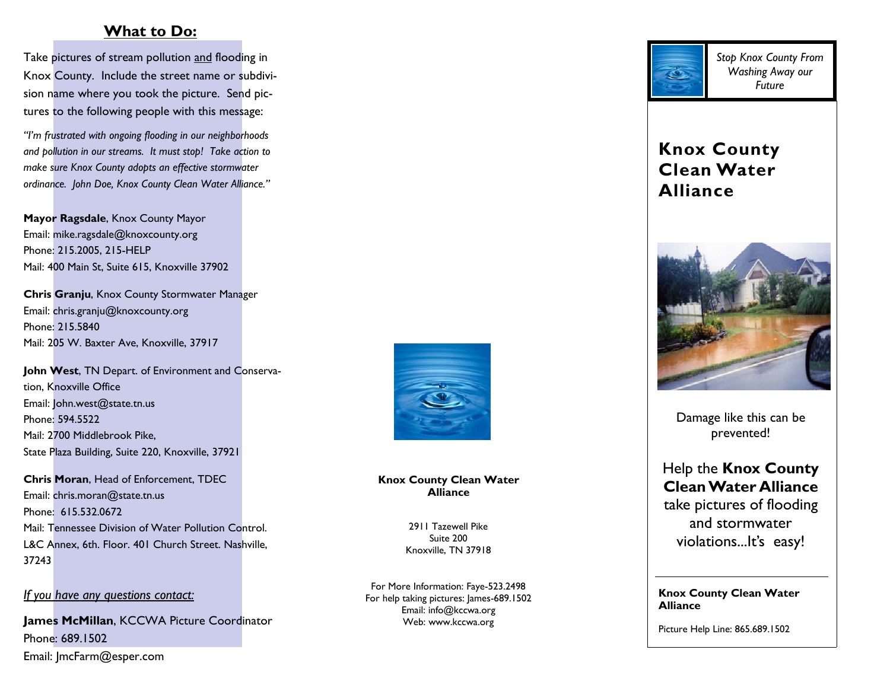## What to Do:

Take pictures of stream pollution <u>and</u> flooding in Knox County. Include the street name or subdivision name where you took the picture. Send pictures to the following people with this message:

*"I'm frustrated with ongoing flooding in our neighborhoods and pollution in our streams. It must stop! Take action to make sure Knox County adopts an effective stormwater ordinance. John Doe, Knox County Clean Water Alliance."*

**Mayor Ragsdale**, Knox County Mayor
Email: mike.ragsdale@knoxcounty.org
Phone: 215.2005, 215-HELP
Mail: 400 Main St, Suite 615, Knoxville 37902

**Chris Granju**, Knox County Stormwater Manager
Email: chris.granju@knoxcounty.org
Phone: 215.5840
Mail: 205 W. Baxter Ave, Knoxville, 37917

**John West**, TN Depart. of Environment and Conservation, Knoxville Office
Email: John.west@state.tn.us
Phone: 594.5522
Mail: 2700 Middlebrook Pike,
State Plaza Building, Suite 220, Knoxville, 37921

**Chris Moran**, Head of Enforcement, TDEC
Email: chris.moran@state.tn.us
Phone: 615.532.0672
Mail: Tennessee Division of Water Pollution Control. L&C Annex, 6th. Floor. 401 Church Street. Nashville, 37243

*<u>If you have any questions contact:</u>*

**James McMillan**, KCCWA Picture Coordinator
Phone: 689.1502
Email: JmcFarm@esper.com

**Knox County Clean Water Alliance**

2911 Tazewell Pike
Suite 200
Knoxville, TN 37918

For More Information: Faye-523.2498
For help taking pictures: James-689.1502
Email: info@kccwa.org
Web: www.kccwa.org

*Stop Knox County From Washing Away our Future*

# Knox County Clean Water Alliance

Damage like this can be prevented!

Help the **Knox County Clean Water Alliance** take pictures of flooding and stormwater violations...It's easy!

**Knox County Clean Water Alliance**

Picture Help Line: 865.689.1502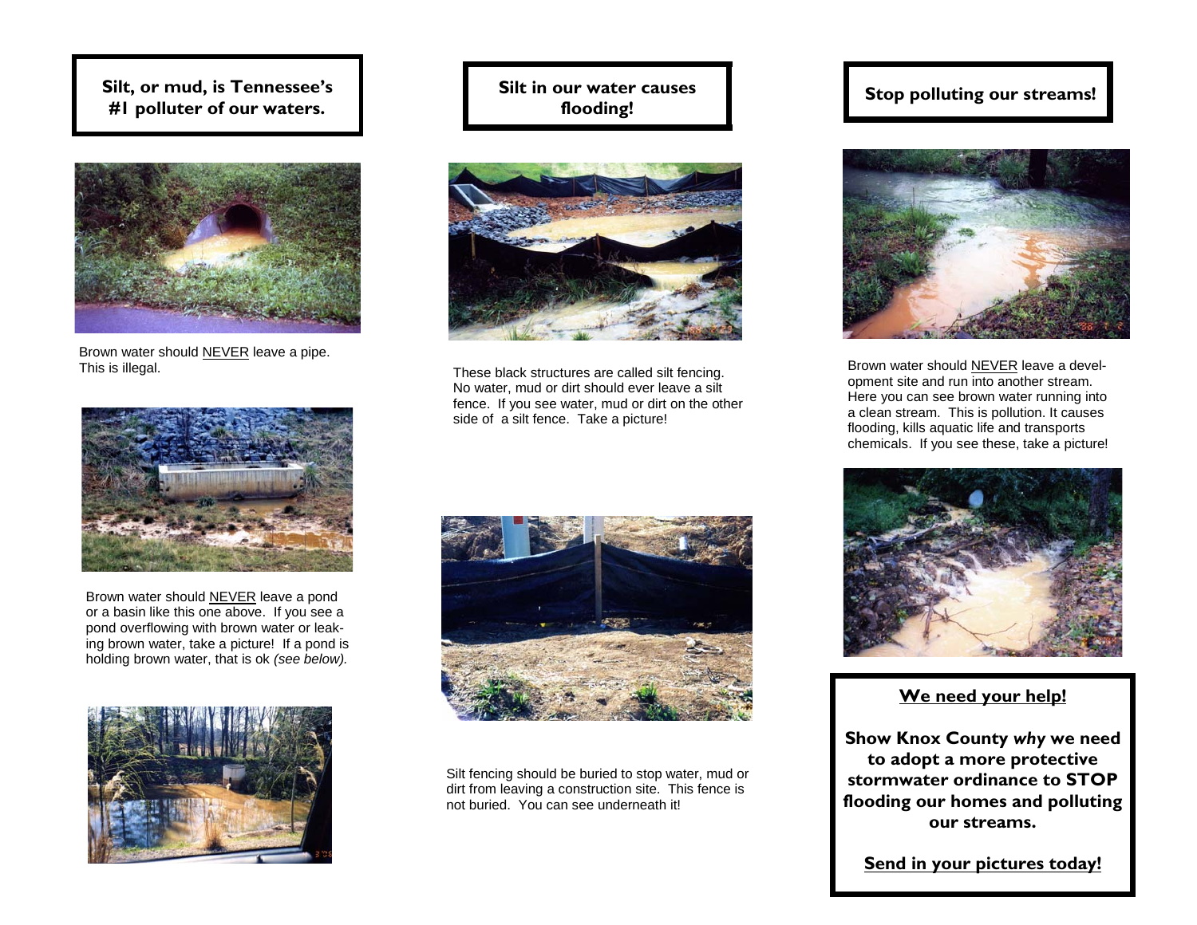## Silt, or mud, is Tennessee's #1 polluter of our waters.

Brown water should NEVER leave a pipe. This is illegal.

Brown water should NEVER leave a pond or a basin like this one above. If you see a pond overflowing with brown water or leaking brown water, take a picture! If a pond is holding brown water, that is ok *(see below).*

## Silt in our water causes flooding!

These black structures are called silt fencing. No water, mud or dirt should ever leave a silt fence. If you see water, mud or dirt on the other side of a silt fence. Take a picture!

Silt fencing should be buried to stop water, mud or dirt from leaving a construction site. This fence is not buried. You can see underneath it!

## Stop polluting our streams!

Brown water should NEVER leave a development site and run into another stream. Here you can see brown water running into a clean stream. This is pollution. It causes flooding, kills aquatic life and transports chemicals. If you see these, take a picture!

**We need your help!**

**Show Knox County *why* we need to adopt a more protective stormwater ordinance to STOP flooding our homes and polluting our streams.**

**Send in your pictures today!**